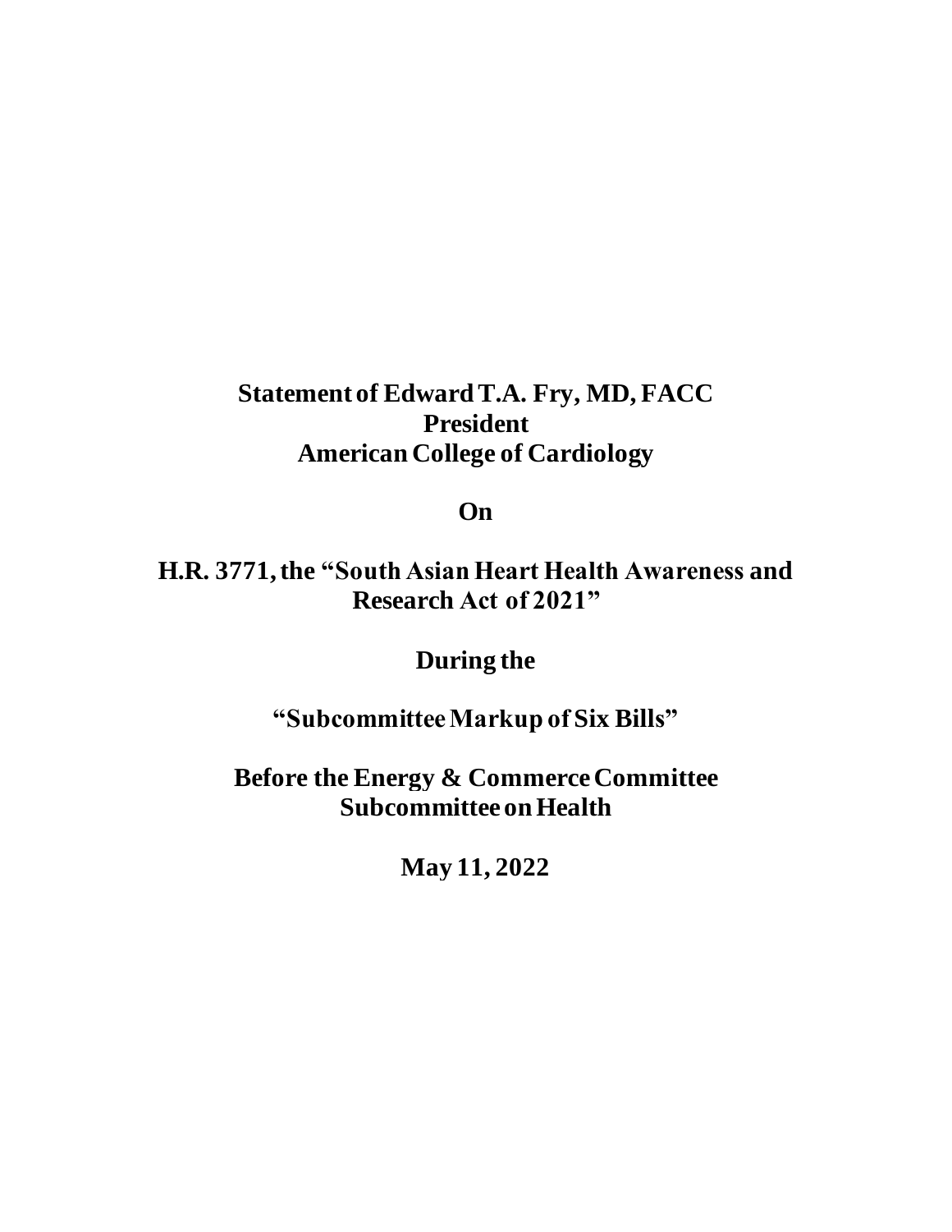**Statement of Edward T.A. Fry, MD, FACC**
**President**
**American College of Cardiology**

**On**

**H.R. 3771, the "South Asian Heart Health Awareness and Research Act of 2021"**

**During the**

**"Subcommittee Markup of Six Bills"**

**Before the Energy & Commerce Committee**
**Subcommittee on Health**

**May 11, 2022**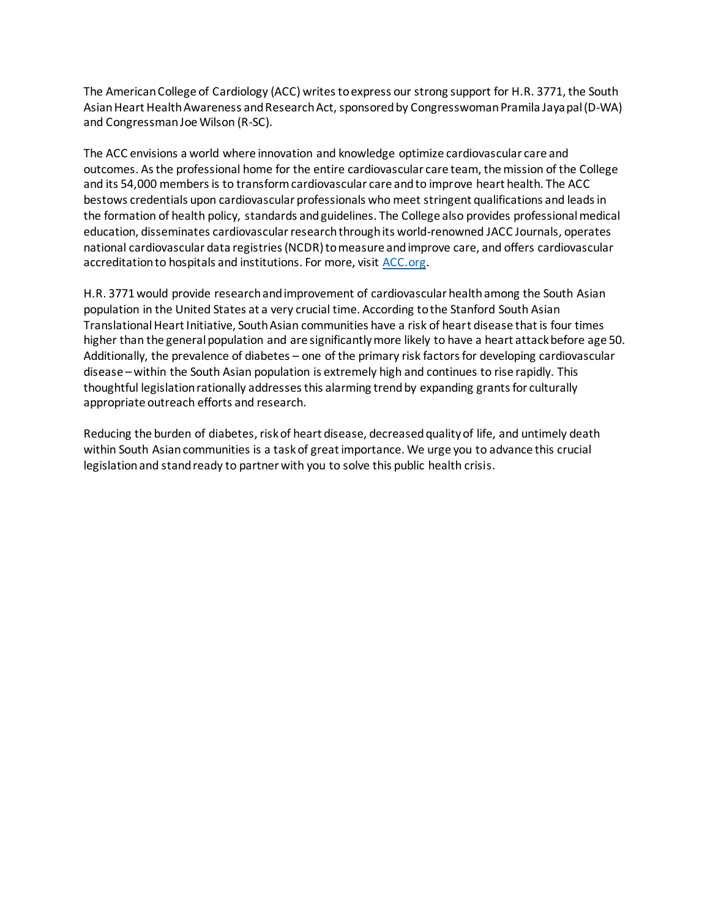The American College of Cardiology (ACC) writes to express our strong support for H.R. 3771, the South Asian Heart Health Awareness and Research Act, sponsored by Congresswoman Pramila Jayapal (D-WA) and Congressman Joe Wilson (R-SC).

The ACC envisions a world where innovation and knowledge optimize cardiovascular care and outcomes. As the professional home for the entire cardiovascular care team, the mission of the College and its 54,000 members is to transform cardiovascular care and to improve heart health. The ACC bestows credentials upon cardiovascular professionals who meet stringent qualifications and leads in the formation of health policy, standards and guidelines. The College also provides professional medical education, disseminates cardiovascular research through its world-renowned JACC Journals, operates national cardiovascular data registries (NCDR) to measure and improve care, and offers cardiovascular accreditation to hospitals and institutions. For more, visit [ACC.org](ACC.org).

H.R. 3771 would provide research and improvement of cardiovascular health among the South Asian population in the United States at a very crucial time. According to the Stanford South Asian Translational Heart Initiative, South Asian communities have a risk of heart disease that is four times higher than the general population and are significantly more likely to have a heart attack before age 50. Additionally, the prevalence of diabetes – one of the primary risk factors for developing cardiovascular disease – within the South Asian population is extremely high and continues to rise rapidly. This thoughtful legislation rationally addresses this alarming trend by expanding grants for culturally appropriate outreach efforts and research.

Reducing the burden of diabetes, risk of heart disease, decreased quality of life, and untimely death within South Asian communities is a task of great importance. We urge you to advance this crucial legislation and stand ready to partner with you to solve this public health crisis.